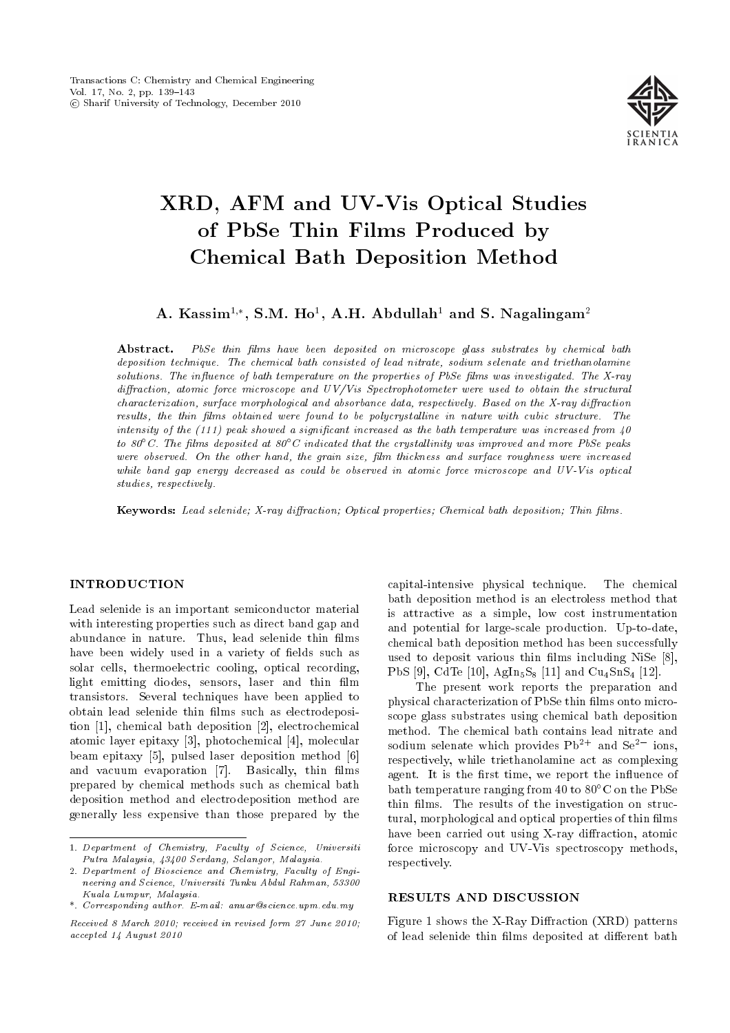# XRD, AFM and UV-Vis Optical Studies of PbSe Thin Films Produced by Chemical Bath Deposition Method

**A. Kassim[1,*], S.M. Ho[1], A.H. Abdullah[1] and S. Nagalingam[2]**

**Abstract.** *PbSe thin films have been deposited on microscope glass substrates by chemical bath deposition technique. The chemical bath consisted of lead nitrate, sodium selenate and triethanolamine solutions. The influence of bath temperature on the properties of PbSe films was investigated. The X-ray diffraction, atomic force microscope and UV/Vis Spectrophotometer were used to obtain the structural characterization, surface morphological and absorbance data, respectively. Based on the X-ray diffraction results, the thin films obtained were found to be polycrystalline in nature with cubic structure. The intensity of the (111) peak showed a significant increased as the bath temperature was increased from 40 to 80°C. The films deposited at 80°C indicated that the crystallinity was improved and more PbSe peaks were observed. On the other hand, the grain size, film thickness and surface roughness were increased while band gap energy decreased as could be observed in atomic force microscope and UV-Vis optical studies, respectively.*

**Keywords:** *Lead selenide; X-ray diffraction; Optical properties; Chemical bath deposition; Thin films.*

## INTRODUCTION

Lead selenide is an important semiconductor material with interesting properties such as direct band gap and abundance in nature. Thus, lead selenide thin films have been widely used in a variety of fields such as solar cells, thermoelectric cooling, optical recording, light emitting diodes, sensors, laser and thin film transistors. Several techniques have been applied to obtain lead selenide thin films such as electrodeposition [1], chemical bath deposition [2], electrochemical atomic layer epitaxy [3], photochemical [4], molecular beam epitaxy [5], pulsed laser deposition method [6] and vacuum evaporation [7]. Basically, thin films prepared by chemical methods such as chemical bath deposition method and electrodeposition method are generally less expensive than those prepared by the capital-intensive physical technique. The chemical bath deposition method is an electroless method that is attractive as a simple, low cost instrumentation and potential for large-scale production. Up-to-date, chemical bath deposition method has been successfully used to deposit various thin films including NiSe [8], PbS [9], CdTe [10], $AgIn_5S_8$ [11] and $Cu_4SnS_4$ [12].

The present work reports the preparation and physical characterization of PbSe thin films onto microscope glass substrates using chemical bath deposition method. The chemical bath contains lead nitrate and sodium selenate which provides $Pb^{2+}$ and $Se^{2-}$ ions, respectively, while triethanolamine act as complexing agent. It is the first time, we report the influence of bath temperature ranging from 40 to 80°C on the PbSe thin films. The results of the investigation on structural, morphological and optical properties of thin films have been carried out using X-ray diffraction, atomic force microscopy and UV-Vis spectroscopy methods, respectively.

## RESULTS AND DISCUSSION

Figure 1 shows the X-Ray Diffraction (XRD) patterns of lead selenide thin films deposited at different bath

---

1. *Department of Chemistry, Faculty of Science, Universiti Putra Malaysia, 43400 Serdang, Selangor, Malaysia.*
2. *Department of Bioscience and Chemistry, Faculty of Engineering and Science, Universiti Tunku Abdul Rahman, 53300 Kuala Lumpur, Malaysia.*

*. *Corresponding author. E-mail: anuar@science.upm.edu.my*

*Received 8 March 2010; received in revised form 27 June 2010; accepted 14 August 2010*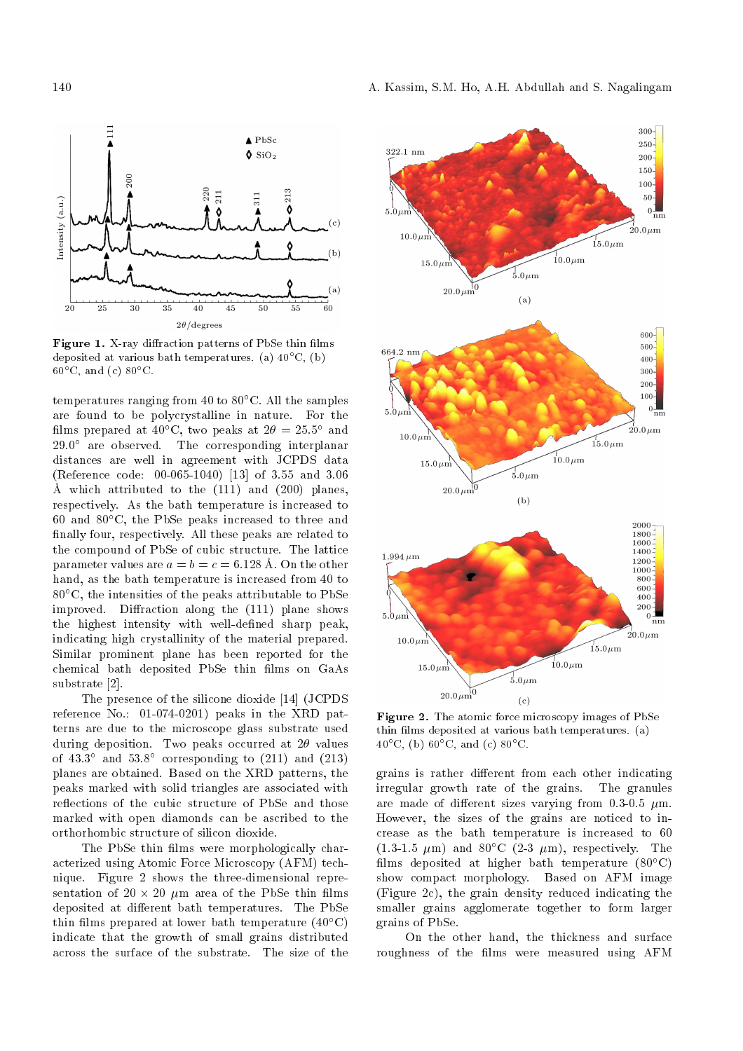Figure 1. X-ray diffraction patterns of PbSe thin films deposited at various bath temperatures. (a) 40°C, (b) 60°C, and (c) 80°C.

temperatures ranging from 40 to 80°C. All the samples are found to be polycrystalline in nature. For the films prepared at 40°C, two peaks at $2\theta = 25.5°$ and 29.0° are observed. The corresponding interplanar distances are well in agreement with JCPDS data (Reference code: 00-065-1040) [13] of 3.55 and 3.06 Å which attributed to the (111) and (200) planes, respectively. As the bath temperature is increased to 60 and 80°C, the PbSe peaks increased to three and finally four, respectively. All these peaks are related to the compound of PbSe of cubic structure. The lattice parameter values are $a = b = c = 6.128$ Å. On the other hand, as the bath temperature is increased from 40 to 80°C, the intensities of the peaks attributable to PbSe improved. Diffraction along the (111) plane shows the highest intensity with well-defined sharp peak, indicating high crystallinity of the material prepared. Similar prominent plane has been reported for the chemical bath deposited PbSe thin films on GaAs substrate [2].

The presence of the silicone dioxide [14] (JCPDS reference No.: 01-074-0201) peaks in the XRD patterns are due to the microscope glass substrate used during deposition. Two peaks occurred at $2\theta$ values of 43.3° and 53.8° corresponding to (211) and (213) planes are obtained. Based on the XRD patterns, the peaks marked with solid triangles are associated with reflections of the cubic structure of PbSe and those marked with open diamonds can be ascribed to the orthorhombic structure of silicon dioxide.

The PbSe thin films were morphologically characterized using Atomic Force Microscopy (AFM) technique. Figure 2 shows the three-dimensional representation of 20 × 20 μm area of the PbSe thin films deposited at different bath temperatures. The PbSe thin films prepared at lower bath temperature (40°C) indicate that the growth of small grains distributed across the surface of the substrate. The size of the grains is rather different from each other indicating irregular growth rate of the grains. The granules are made of different sizes varying from 0.3-0.5 μm. However, the sizes of the grains are noticed to increase as the bath temperature is increased to 60 (1.3-1.5 μm) and 80°C (2-3 μm), respectively. The films deposited at higher bath temperature (80°C) show compact morphology. Based on AFM image (Figure 2c), the grain density reduced indicating the smaller grains agglomerate together to form larger grains of PbSe.

Figure 2. The atomic force microscopy images of PbSe thin films deposited at various bath temperatures. (a) 40°C, (b) 60°C, and (c) 80°C.

On the other hand, the thickness and surface roughness of the films were measured using AFM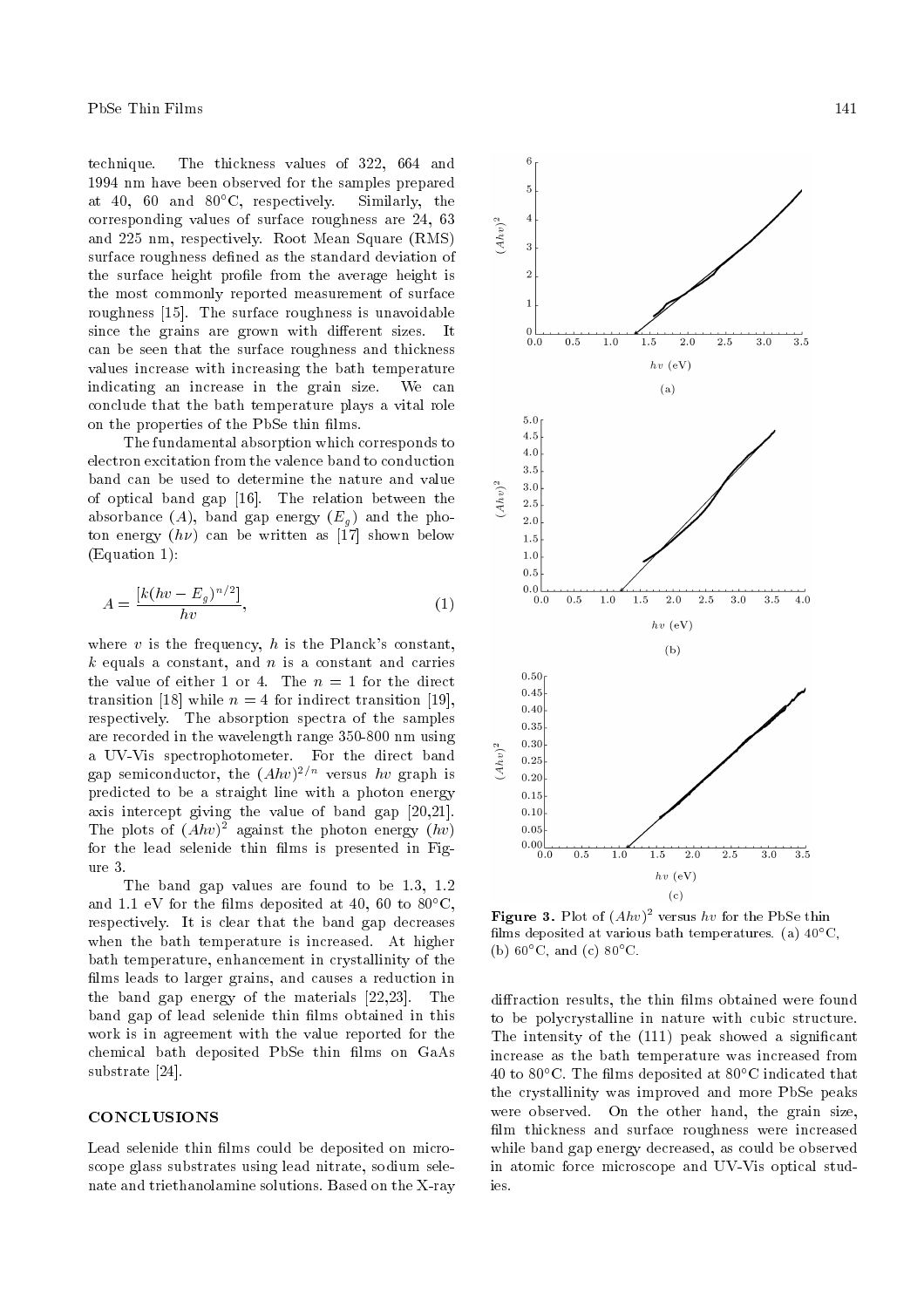technique. The thickness values of 322, 664 and 1994 nm have been observed for the samples prepared at 40, 60 and 80°C, respectively. Similarly, the corresponding values of surface roughness are 24, 63 and 225 nm, respectively. Root Mean Square (RMS) surface roughness defined as the standard deviation of the surface height profile from the average height is the most commonly reported measurement of surface roughness [15]. The surface roughness is unavoidable since the grains are grown with different sizes. It can be seen that the surface roughness and thickness values increase with increasing the bath temperature indicating an increase in the grain size. We can conclude that the bath temperature plays a vital role on the properties of the PbSe thin films.

The fundamental absorption which corresponds to electron excitation from the valence band to conduction band can be used to determine the nature and value of optical band gap [16]. The relation between the absorbance ($A$), band gap energy ($E_g$) and the photon energy ($h\nu$) can be written as [17] shown below (Equation 1):

$$A = \frac{[k(hv - E_g)^{n/2}]}{hv}, \tag{1}$$

where $v$ is the frequency, $h$ is the Planck's constant, $k$ equals a constant, and $n$ is a constant and carries the value of either 1 or 4. The $n = 1$ for the direct transition [18] while $n = 4$ for indirect transition [19], respectively. The absorption spectra of the samples are recorded in the wavelength range 350-800 nm using a UV-Vis spectrophotometer. For the direct band gap semiconductor, the $(Ahv)^{2/n}$ versus $hv$ graph is predicted to be a straight line with a photon energy axis intercept giving the value of band gap [20,21]. The plots of $(Ahv)^2$ against the photon energy ($hv$) for the lead selenide thin films is presented in Figure 3.

The band gap values are found to be 1.3, 1.2 and 1.1 eV for the films deposited at 40, 60 to 80°C, respectively. It is clear that the band gap decreases when the bath temperature is increased. At higher bath temperature, enhancement in crystallinity of the films leads to larger grains, and causes a reduction in the band gap energy of the materials [22,23]. The band gap of lead selenide thin films obtained in this work is in agreement with the value reported for the chemical bath deposited PbSe thin films on GaAs substrate [24].

**Figure 3.** Plot of $(Ahv)^2$ versus $hv$ for the PbSe thin films deposited at various bath temperatures. (a) 40°C, (b) 60°C, and (c) 80°C.

## CONCLUSIONS

Lead selenide thin films could be deposited on microscope glass substrates using lead nitrate, sodium selenate and triethanolamine solutions. Based on the X-ray diffraction results, the thin films obtained were found to be polycrystalline in nature with cubic structure. The intensity of the (111) peak showed a significant increase as the bath temperature was increased from 40 to 80°C. The films deposited at 80°C indicated that the crystallinity was improved and more PbSe peaks were observed. On the other hand, the grain size, film thickness and surface roughness were increased while band gap energy decreased, as could be observed in atomic force microscope and UV-Vis optical studies.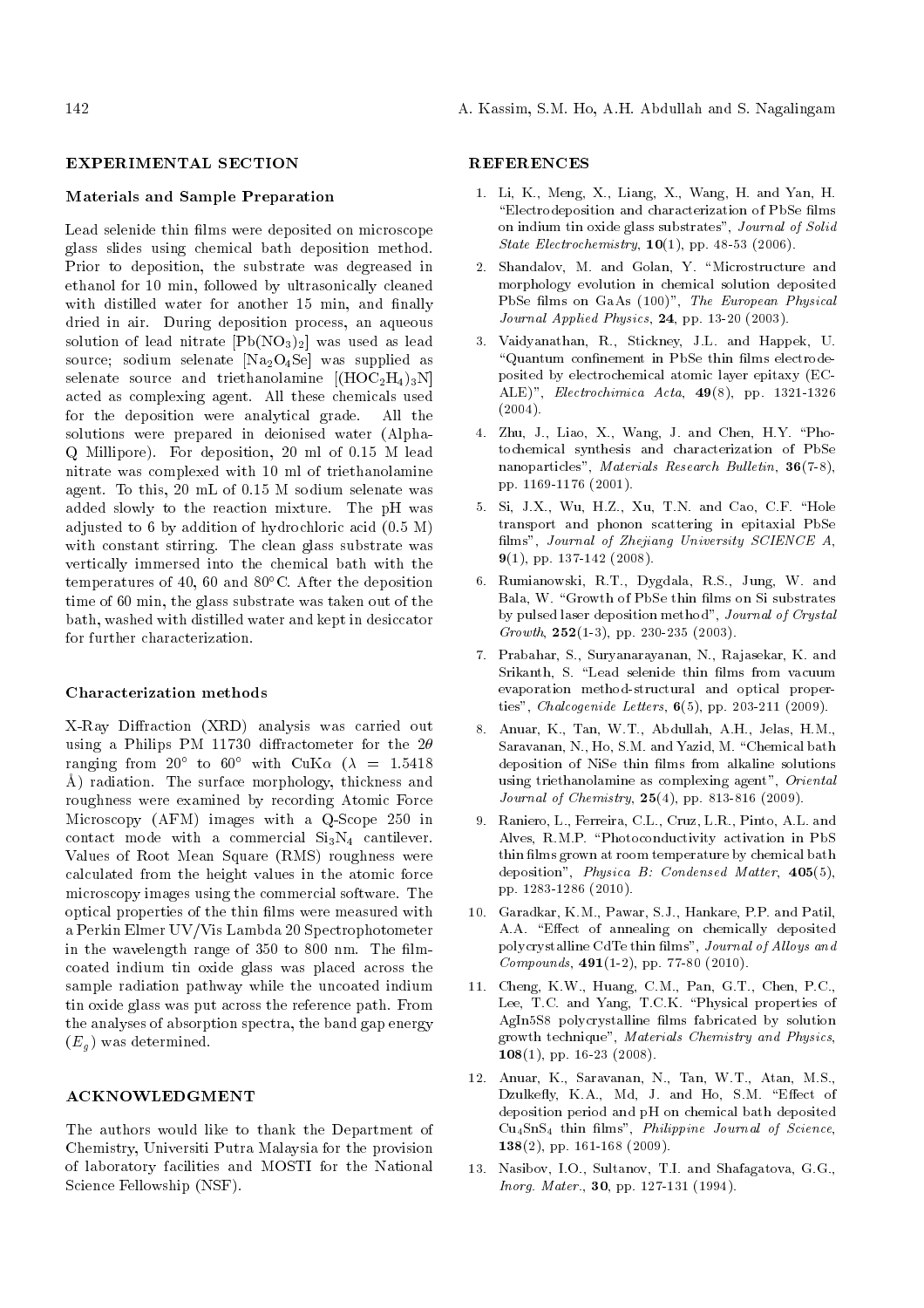## EXPERIMENTAL SECTION

### Materials and Sample Preparation

Lead selenide thin films were deposited on microscope glass slides using chemical bath deposition method. Prior to deposition, the substrate was degreased in ethanol for 10 min, followed by ultrasonically cleaned with distilled water for another 15 min, and finally dried in air. During deposition process, an aqueous solution of lead nitrate [$Pb(NO_3)_2$] was used as lead source; sodium selenate [$Na_2O_4Se$] was supplied as selenate source and triethanolamine [$(HOC_2H_4)_3N$] acted as complexing agent. All these chemicals used for the deposition were analytical grade. All the solutions were prepared in deionised water (Alpha-Q Millipore). For deposition, 20 ml of 0.15 M lead nitrate was complexed with 10 ml of triethanolamine agent. To this, 20 mL of 0.15 M sodium selenate was added slowly to the reaction mixture. The pH was adjusted to 6 by addition of hydrochloric acid (0.5 M) with constant stirring. The clean glass substrate was vertically immersed into the chemical bath with the temperatures of 40, 60 and 80°C. After the deposition time of 60 min, the glass substrate was taken out of the bath, washed with distilled water and kept in desiccator for further characterization.

### Characterization methods

X-Ray Diffraction (XRD) analysis was carried out using a Philips PM 11730 diffractometer for the $2\theta$ ranging from 20° to 60° with CuK$\alpha$ ($\lambda$ = 1.5418 Å) radiation. The surface morphology, thickness and roughness were examined by recording Atomic Force Microscopy (AFM) images with a Q-Scope 250 in contact mode with a commercial $Si_3N_4$ cantilever. Values of Root Mean Square (RMS) roughness were calculated from the height values in the atomic force microscopy images using the commercial software. The optical properties of the thin films were measured with a Perkin Elmer UV/Vis Lambda 20 Spectrophotometer in the wavelength range of 350 to 800 nm. The film-coated indium tin oxide glass was placed across the sample radiation pathway while the uncoated indium tin oxide glass was put across the reference path. From the analyses of absorption spectra, the band gap energy ($E_g$) was determined.

## ACKNOWLEDGMENT

The authors would like to thank the Department of Chemistry, Universiti Putra Malaysia for the provision of laboratory facilities and MOSTI for the National Science Fellowship (NSF).

## REFERENCES

1. Li, K., Meng, X., Liang, X., Wang, H. and Yan, H. "Electrodeposition and characterization of PbSe films on indium tin oxide glass substrates", *Journal of Solid State Electrochemistry*, **10**(1), pp. 48-53 (2006).
2. Shandalov, M. and Golan, Y. "Microstructure and morphology evolution in chemical solution deposited PbSe films on GaAs (100)", *The European Physical Journal Applied Physics*, **24**, pp. 13-20 (2003).
3. Vaidyanathan, R., Stickney, J.L. and Happek, U. "Quantum confinement in PbSe thin films electrodeposited by electrochemical atomic layer epitaxy (EC-ALE)", *Electrochimica Acta*, **49**(8), pp. 1321-1326 (2004).
4. Zhu, J., Liao, X., Wang, J. and Chen, H.Y. "Photochemical synthesis and characterization of PbSe nanoparticles", *Materials Research Bulletin*, **36**(7-8), pp. 1169-1176 (2001).
5. Si, J.X., Wu, H.Z., Xu, T.N. and Cao, C.F. "Hole transport and phonon scattering in epitaxial PbSe films", *Journal of Zhejiang University SCIENCE A*, **9**(1), pp. 137-142 (2008).
6. Rumianowski, R.T., Dygdala, R.S., Jung, W. and Bala, W. "Growth of PbSe thin films on Si substrates by pulsed laser deposition method", *Journal of Crystal Growth*, **252**(1-3), pp. 230-235 (2003).
7. Prabahar, S., Suryanarayanan, N., Rajasekar, K. and Srikanth, S. "Lead selenide thin films from vacuum evaporation method-structural and optical properties", *Chalcogenide Letters*, **6**(5), pp. 203-211 (2009).
8. Anuar, K., Tan, W.T., Abdullah, A.H., Jelas, H.M., Saravanan, N., Ho, S.M. and Yazid, M. "Chemical bath deposition of NiSe thin films from alkaline solutions using triethanolamine as complexing agent", *Oriental Journal of Chemistry*, **25**(4), pp. 813-816 (2009).
9. Raniero, L., Ferreira, C.L., Cruz, L.R., Pinto, A.L. and Alves, R.M.P. "Photoconductivity activation in PbS thin films grown at room temperature by chemical bath deposition", *Physica B: Condensed Matter*, **405**(5), pp. 1283-1286 (2010).
10. Garadkar, K.M., Pawar, S.J., Hankare, P.P. and Patil, A.A. "Effect of annealing on chemically deposited polycrystalline CdTe thin films", *Journal of Alloys and Compounds*, **491**(1-2), pp. 77-80 (2010).
11. Cheng, K.W., Huang, C.M., Pan, G.T., Chen, P.C., Lee, T.C. and Yang, T.C.K. "Physical properties of AgIn5S8 polycrystalline films fabricated by solution growth technique", *Materials Chemistry and Physics*, **108**(1), pp. 16-23 (2008).
12. Anuar, K., Saravanan, N., Tan, W.T., Atan, M.S., Dzulkefly, K.A., Md, J. and Ho, S.M. "Effect of deposition period and pH on chemical bath deposited $Cu_4SnS_4$ thin films", *Philippine Journal of Science*, **138**(2), pp. 161-168 (2009).
13. Nasibov, I.O., Sultanov, T.I. and Shafagatova, G.G., *Inorg. Mater.*, **30**, pp. 127-131 (1994).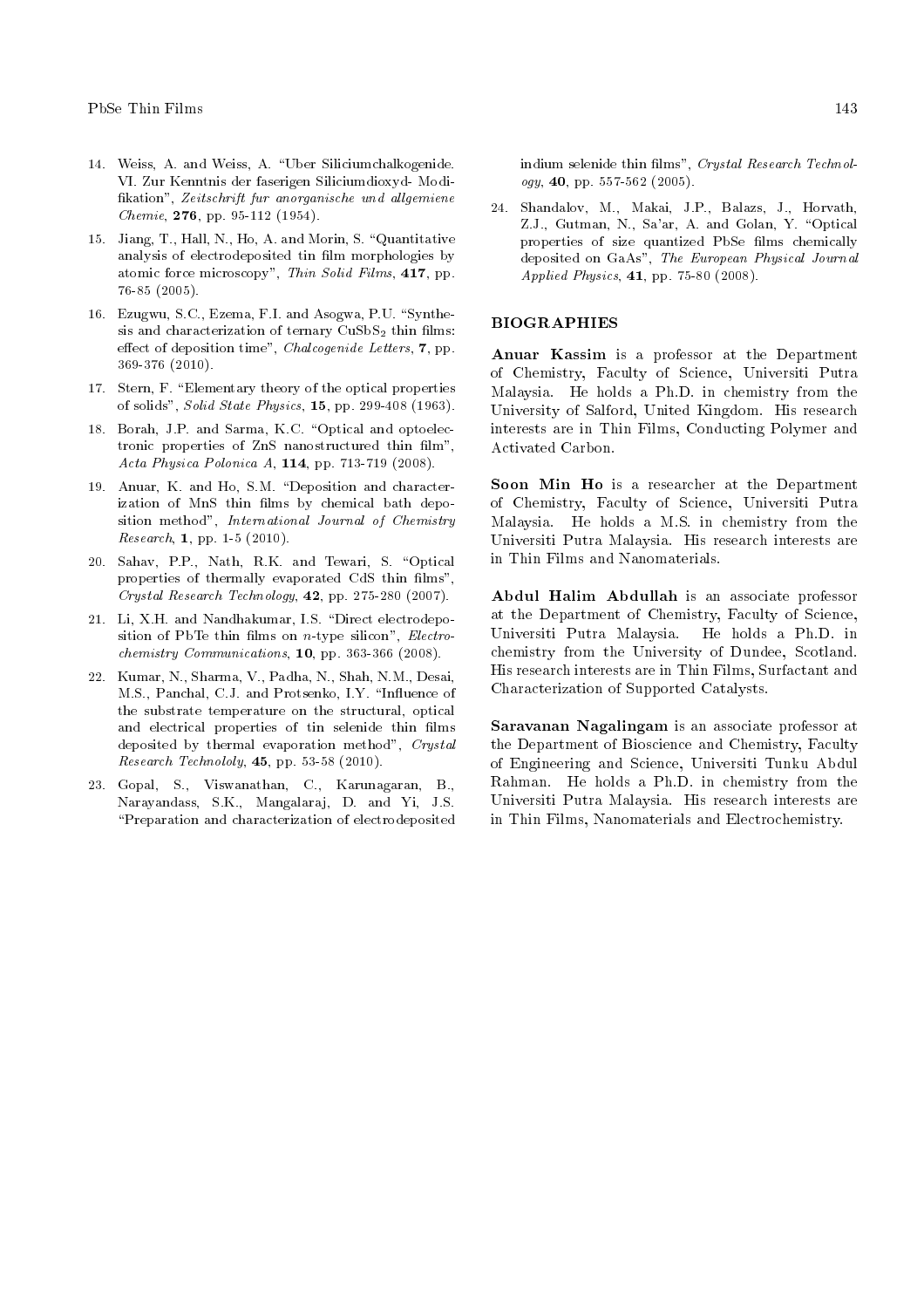14. Weiss, A. and Weiss, A. "Uber Siliciumchalkogenide. VI. Zur Kenntnis der faserigen Siliciumdioxyd- Modifikation", *Zeitschrift fur anorganische und allgemiene Chemie*, **276**, pp. 95-112 (1954).

15. Jiang, T., Hall, N., Ho, A. and Morin, S. "Quantitative analysis of electrodeposited tin film morphologies by atomic force microscopy", *Thin Solid Films*, **417**, pp. 76-85 (2005).

16. Ezugwu, S.C., Ezema, F.I. and Asogwa, P.U. "Synthesis and characterization of ternary $CuSbS_2$ thin films: effect of deposition time", *Chalcogenide Letters*, **7**, pp. 369-376 (2010).

17. Stern, F. "Elementary theory of the optical properties of solids", *Solid State Physics*, **15**, pp. 299-408 (1963).

18. Borah, J.P. and Sarma, K.C. "Optical and optoelectronic properties of ZnS nanostructured thin film", *Acta Physica Polonica A*, **114**, pp. 713-719 (2008).

19. Anuar, K. and Ho, S.M. "Deposition and characterization of MnS thin films by chemical bath deposition method", *International Journal of Chemistry Research*, **1**, pp. 1-5 (2010).

20. Sahav, P.P., Nath, R.K. and Tewari, S. "Optical properties of thermally evaporated CdS thin films", *Crystal Research Technology*, **42**, pp. 275-280 (2007).

21. Li, X.H. and Nandhakumar, I.S. "Direct electrodeposition of PbTe thin films on *n*-type silicon", *Electrochemistry Communications*, **10**, pp. 363-366 (2008).

22. Kumar, N., Sharma, V., Padha, N., Shah, N.M., Desai, M.S., Panchal, C.J. and Protsenko, I.Y. "Influence of the substrate temperature on the structural, optical and electrical properties of tin selenide thin films deposited by thermal evaporation method", *Crystal Research Technololy*, **45**, pp. 53-58 (2010).

23. Gopal, S., Viswanathan, C., Karunagaran, B., Narayandass, S.K., Mangalaraj, D. and Yi, J.S. "Preparation and characterization of electrodeposited indium selenide thin films", *Crystal Research Technology*, **40**, pp. 557-562 (2005).

24. Shandalov, M., Makai, J.P., Balazs, J., Horvath, Z.J., Gutman, N., Sa'ar, A. and Golan, Y. "Optical properties of size quantized PbSe films chemically deposited on GaAs", *The European Physical Journal Applied Physics*, **41**, pp. 75-80 (2008).

## BIOGRAPHIES

**Anuar Kassim** is a professor at the Department of Chemistry, Faculty of Science, Universiti Putra Malaysia. He holds a Ph.D. in chemistry from the University of Salford, United Kingdom. His research interests are in Thin Films, Conducting Polymer and Activated Carbon.

**Soon Min Ho** is a researcher at the Department of Chemistry, Faculty of Science, Universiti Putra Malaysia. He holds a M.S. in chemistry from the Universiti Putra Malaysia. His research interests are in Thin Films and Nanomaterials.

**Abdul Halim Abdullah** is an associate professor at the Department of Chemistry, Faculty of Science, Universiti Putra Malaysia. He holds a Ph.D. in chemistry from the University of Dundee, Scotland. His research interests are in Thin Films, Surfactant and Characterization of Supported Catalysts.

**Saravanan Nagalingam** is an associate professor at the Department of Bioscience and Chemistry, Faculty of Engineering and Science, Universiti Tunku Abdul Rahman. He holds a Ph.D. in chemistry from the Universiti Putra Malaysia. His research interests are in Thin Films, Nanomaterials and Electrochemistry.